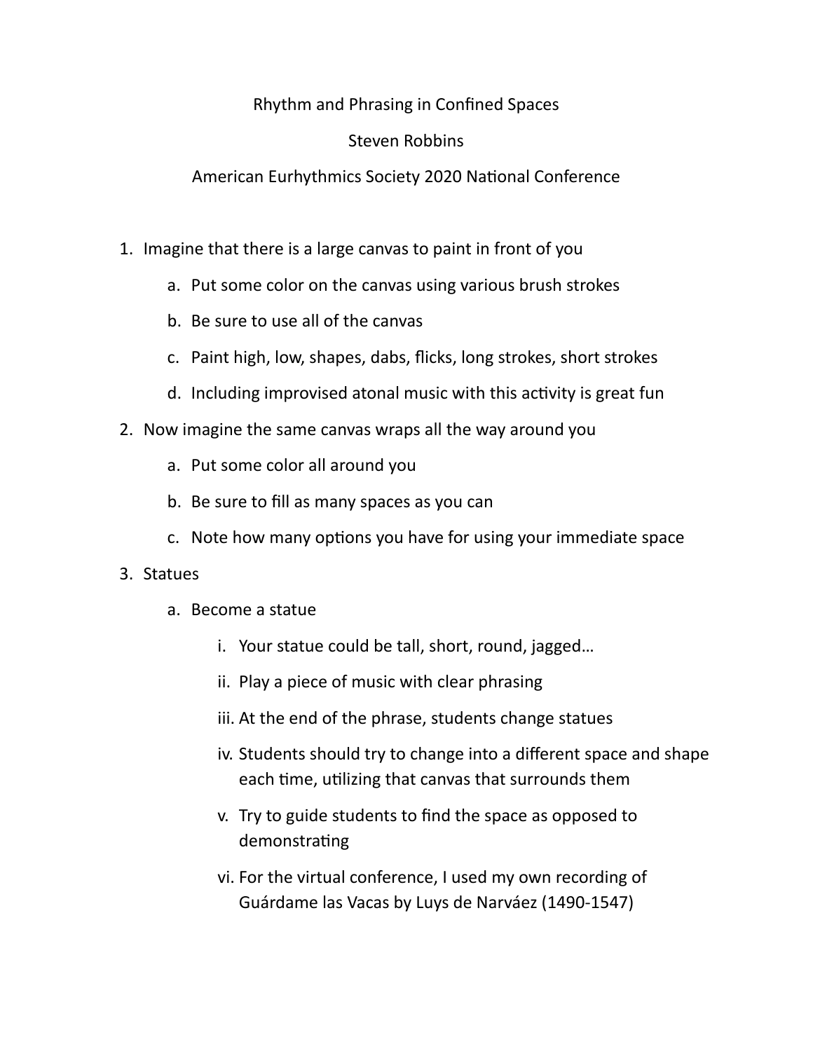# Rhythm and Phrasing in Confined Spaces

Steven Robbins

American Eurhythmics Society 2020 National Conference

1. Imagine that there is a large canvas to paint in front of you
   a. Put some color on the canvas using various brush strokes
   b. Be sure to use all of the canvas
   c. Paint high, low, shapes, dabs, flicks, long strokes, short strokes
   d. Including improvised atonal music with this activity is great fun
2. Now imagine the same canvas wraps all the way around you
   a. Put some color all around you
   b. Be sure to fill as many spaces as you can
   c. Note how many options you have for using your immediate space
3. Statues
   a. Become a statue
      i. Your statue could be tall, short, round, jagged…
      ii. Play a piece of music with clear phrasing
      iii. At the end of the phrase, students change statues
      iv. Students should try to change into a different space and shape each time, utilizing that canvas that surrounds them
      v. Try to guide students to find the space as opposed to demonstrating
      vi. For the virtual conference, I used my own recording of Guárdame las Vacas by Luys de Narváez (1490-1547)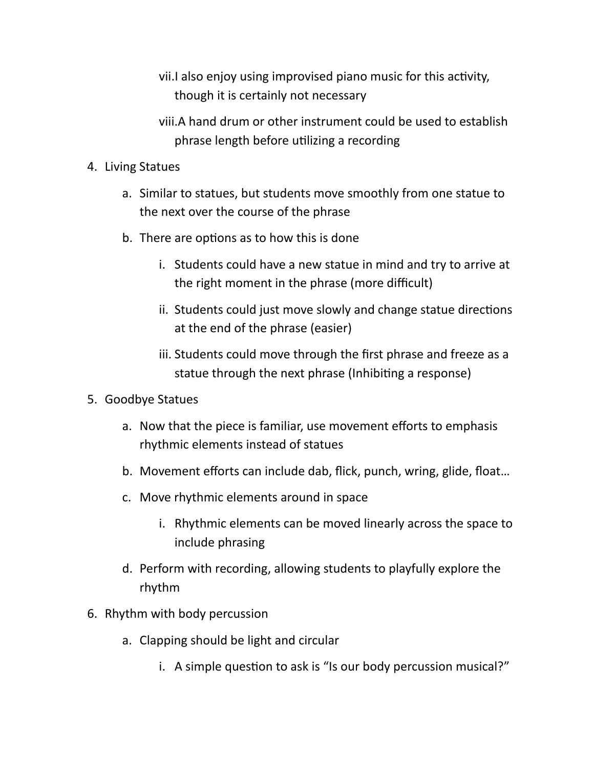vii. I also enjoy using improvised piano music for this activity, though it is certainly not necessary
   viii. A hand drum or other instrument could be used to establish phrase length before utilizing a recording

4. Living Statues
   a. Similar to statues, but students move smoothly from one statue to the next over the course of the phrase
   b. There are options as to how this is done
      i. Students could have a new statue in mind and try to arrive at the right moment in the phrase (more difficult)
      ii. Students could just move slowly and change statue directions at the end of the phrase (easier)
      iii. Students could move through the first phrase and freeze as a statue through the next phrase (Inhibiting a response)
5. Goodbye Statues
   a. Now that the piece is familiar, use movement efforts to emphasis rhythmic elements instead of statues
   b. Movement efforts can include dab, flick, punch, wring, glide, float…
   c. Move rhythmic elements around in space
      i. Rhythmic elements can be moved linearly across the space to include phrasing
   d. Perform with recording, allowing students to playfully explore the rhythm
6. Rhythm with body percussion
   a. Clapping should be light and circular
      i. A simple question to ask is "Is our body percussion musical?"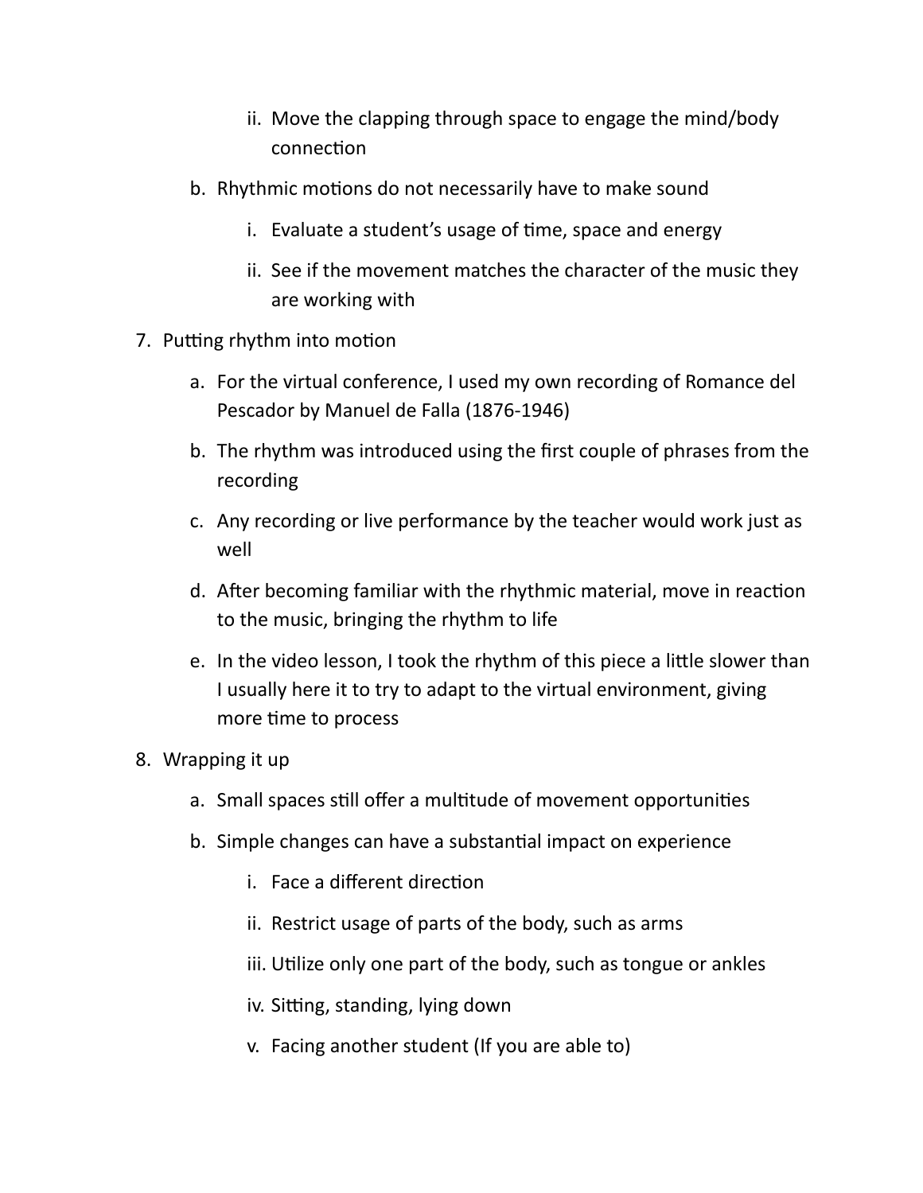ii. Move the clapping through space to engage the mind/body connection

   b. Rhythmic motions do not necessarily have to make sound

        i. Evaluate a student's usage of time, space and energy

        ii. See if the movement matches the character of the music they are working with

7. Putting rhythm into motion

   a. For the virtual conference, I used my own recording of Romance del Pescador by Manuel de Falla (1876-1946)

   b. The rhythm was introduced using the first couple of phrases from the recording

   c. Any recording or live performance by the teacher would work just as well

   d. After becoming familiar with the rhythmic material, move in reaction to the music, bringing the rhythm to life

   e. In the video lesson, I took the rhythm of this piece a little slower than I usually here it to try to adapt to the virtual environment, giving more time to process

8. Wrapping it up

   a. Small spaces still offer a multitude of movement opportunities

   b. Simple changes can have a substantial impact on experience

        i. Face a different direction

        ii. Restrict usage of parts of the body, such as arms

        iii. Utilize only one part of the body, such as tongue or ankles

        iv. Sitting, standing, lying down

        v. Facing another student (If you are able to)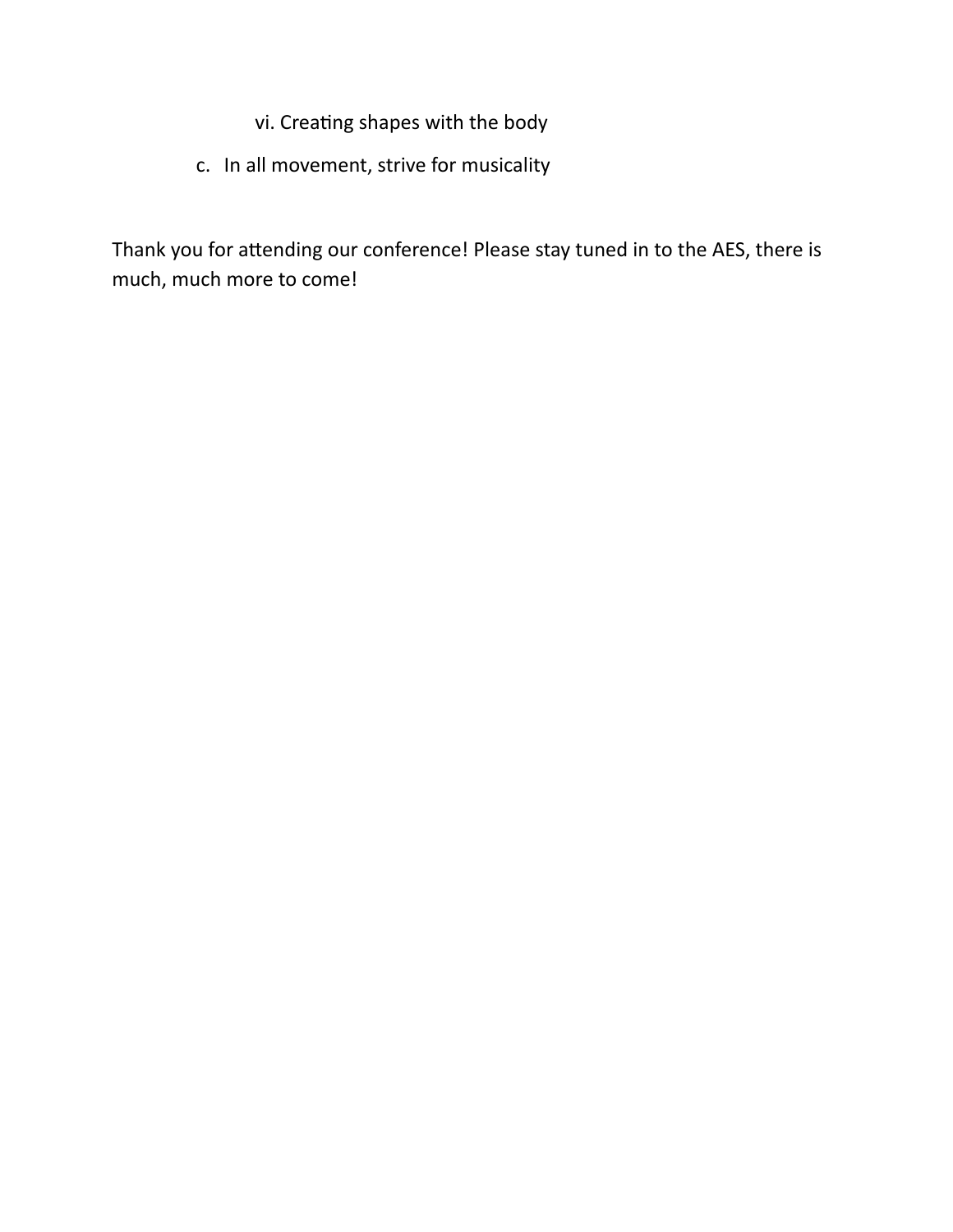vi. Creating shapes with the body

    c. In all movement, strive for musicality

Thank you for attending our conference! Please stay tuned in to the AES, there is much, much more to come!